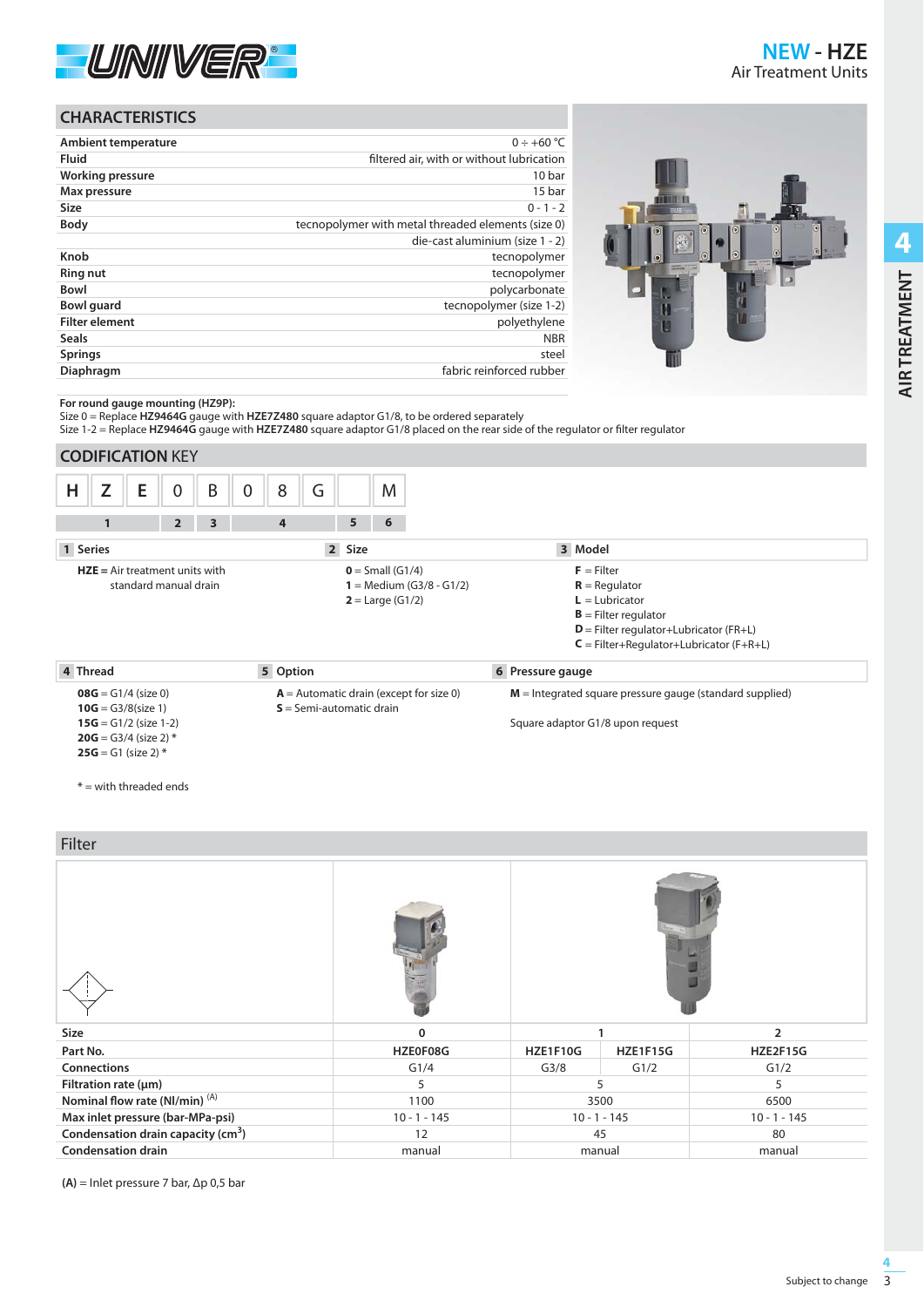# NEW - HZE

Air Treatment Units

## CHARACTERISTICS

| | |
|---|---|
| Ambient temperature | 0 ÷ +60 °C |
| Fluid | filtered air, with or without lubrication |
| Working pressure | 10 bar |
| Max pressure | 15 bar |
| Size | 0 - 1 - 2 |
| Body | tecnopolymer with metal threaded elements (size 0) |
| | die-cast aluminium (size 1 - 2) |
| Knob | tecnopolymer |
| Ring nut | tecnopolymer |
| Bowl | polycarbonate |
| Bowl guard | tecnopolymer (size 1-2) |
| Filter element | polyethylene |
| Seals | NBR |
| Springs | steel |
| Diaphragm | fabric reinforced rubber |

**For round gauge mounting (HZ9P):**
Size 0 = Replace **HZ9464G** gauge with **HZE7Z480** square adaptor G1/8, to be ordered separately
Size 1-2 = Replace **HZ9464G** gauge with **HZE7Z480** square adaptor G1/8 placed on the rear side of the regulator or filter regulator

## CODIFICATION KEY

| H | Z | E | 0 | B | 0 | 8 | G | | M |
|---|---|---|---|---|---|---|---|---|---|
| 1 | | | 2 | 3 | 4 | | | 5 | 6 |

**1 Series**

**HZE =** Air treatment units with standard manual drain

**2 Size**

**0** = Small (G1/4)
**1** = Medium (G3/8 - G1/2)
**2** = Large (G1/2)

**3 Model**

**F** = Filter
**R** = Regulator
**L** = Lubricator
**B** = Filter regulator
**D** = Filter regulator+Lubricator (FR+L)
**C** = Filter+Regulator+Lubricator (F+R+L)

**4 Thread**

**08G** = G1/4 (size 0)
**10G** = G3/8(size 1)
**15G** = G1/2 (size 1-2)
**20G** = G3/4 (size 2) *
**25G** = G1 (size 2) *

* = with threaded ends

**5 Option**

**A** = Automatic drain (except for size 0)
**S** = Semi-automatic drain

**6 Pressure gauge**

**M** = Integrated square pressure gauge (standard supplied)

Square adaptor G1/8 upon request

## Filter

| Size | 0 | 1 | | 2 |
|---|---|---|---|---|
| Part No. | HZE0F08G | HZE1F10G | HZE1F15G | HZE2F15G |
| Connections | G1/4 | G3/8 | G1/2 | G1/2 |
| Filtration rate (μm) | 5 | 5 | | 5 |
| Nominal flow rate (Nl/min) (A) | 1100 | 3500 | | 6500 |
| Max inlet pressure (bar-MPa-psi) | 10 - 1 - 145 | 10 - 1 - 145 | | 10 - 1 - 145 |
| Condensation drain capacity ($cm^3$) | 12 | 45 | | 80 |
| Condensation drain | manual | manual | | manual |

**(A)** = Inlet pressure 7 bar, Δp 0,5 bar

Subject to change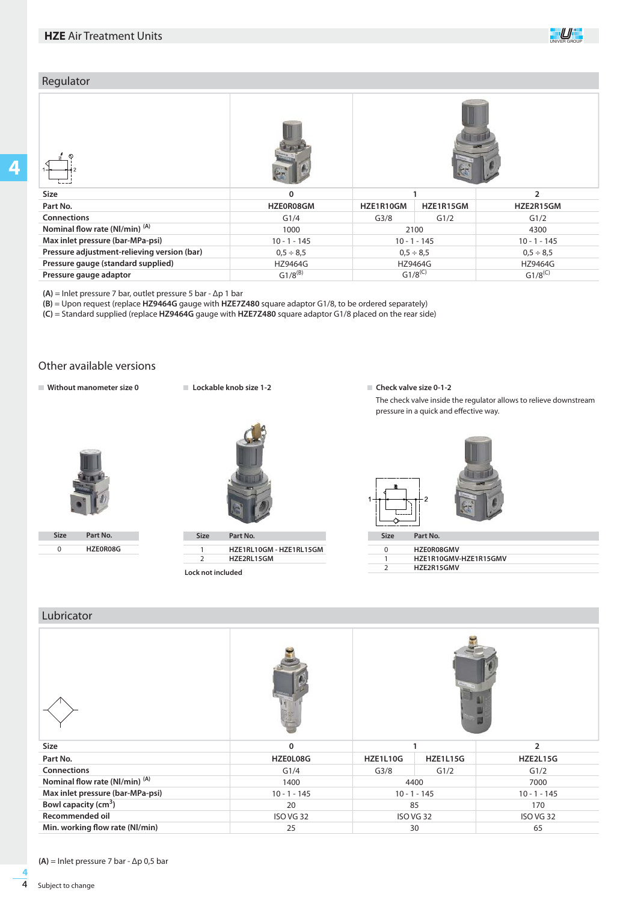## Regulator

| Size | 0 | 1 | | 2 |
|---|---|---|---|---|
| Part No. | HZE0R08GM | HZE1R10GM | HZE1R15GM | HZE2R15GM |
| Connections | G1/4 | G3/8 | G1/2 | G1/2 |
| Nominal flow rate (Nl/min) (A) | 1000 | 2100 | | 4300 |
| Max inlet pressure (bar-MPa-psi) | 10 - 1 - 145 | 10 - 1 - 145 | | 10 - 1 - 145 |
| Pressure adjustment-relieving version (bar) | 0,5 ÷ 8,5 | 0,5 ÷ 8,5 | | 0,5 ÷ 8,5 |
| Pressure gauge (standard supplied) | HZ9464G | HZ9464G | | HZ9464G |
| Pressure gauge adaptor | G1/8 (B) | G1/8 (C) | | G1/8 (C) |

**(A)** = Inlet pressure 7 bar, outlet pressure 5 bar - Δp 1 bar
**(B)** = Upon request (replace **HZ9464G** gauge with **HZE7Z480** square adaptor G1/8, to be ordered separately)
**(C)** = Standard supplied (replace **HZ9464G** gauge with **HZE7Z480** square adaptor G1/8 placed on the rear side)

## Other available versions

**Without manometer size 0**

| Size | Part No. |
|---|---|
| 0 | HZE0R08G |

**Lockable knob size 1-2**

| Size | Part No. |
|---|---|
| 1 | HZE1RL10GM - HZE1RL15GM |
| 2 | HZE2RL15GM |

Lock not included

**Check valve size 0-1-2**

The check valve inside the regulator allows to relieve downstream pressure in a quick and effective way.

| Size | Part No. |
|---|---|
| 0 | HZE0R08GMV |
| 1 | HZE1R10GMV-HZE1R15GMV |
| 2 | HZE2R15GMV |

## Lubricator

| Size | 0 | 1 | | 2 |
|---|---|---|---|---|
| Part No. | HZE0L08G | HZE1L10G | HZE1L15G | HZE2L15G |
| Connections | G1/4 | G3/8 | G1/2 | G1/2 |
| Nominal flow rate (Nl/min) (A) | 1400 | 4400 | | 7000 |
| Max inlet pressure (bar-MPa-psi) | 10 - 1 - 145 | 10 - 1 - 145 | | 10 - 1 - 145 |
| Bowl capacity ($cm^3$) | 20 | 85 | | 170 |
| Recommended oil | ISO VG 32 | ISO VG 32 | | ISO VG 32 |
| Min. working flow rate (Nl/min) | 25 | 30 | | 65 |

**(A)** = Inlet pressure 7 bar - Δp 0,5 bar

Subject to change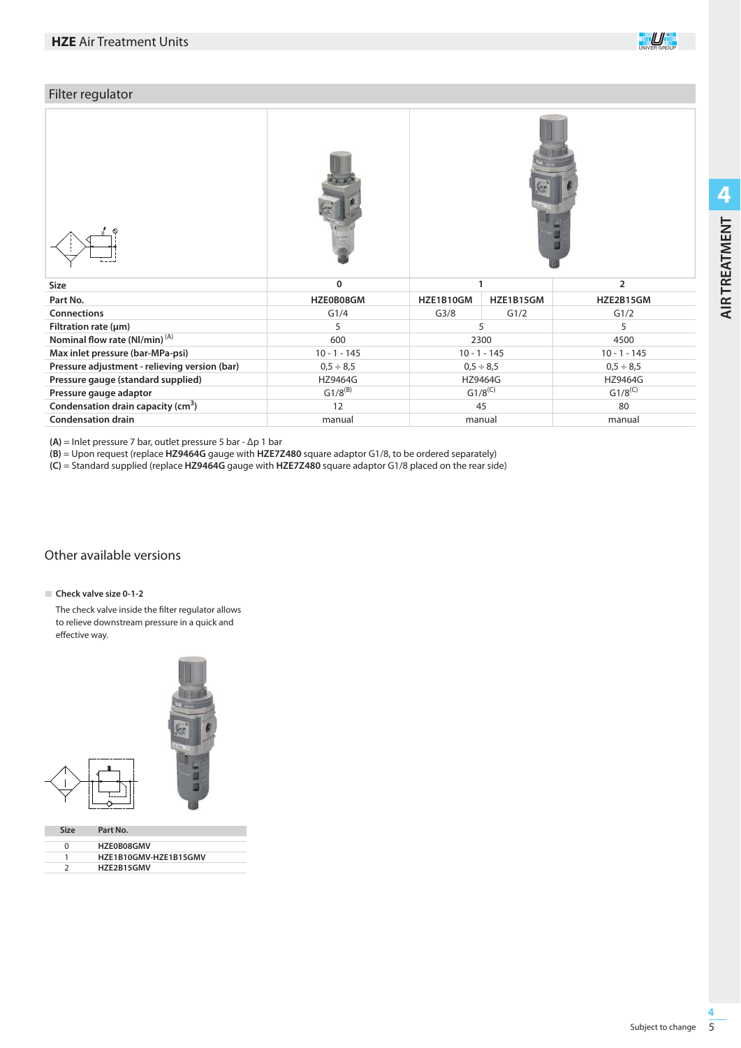## Filter regulator

| Size | 0 | 1 | | 2 |
|---|---|---|---|---|
| Part No. | HZE0B08GM | HZE1B10GM | HZE1B15GM | HZE2B15GM |
| Connections | G1/4 | G3/8 | G1/2 | G1/2 |
| Filtration rate (µm) | 5 | 5 | | 5 |
| Nominal flow rate (Nl/min) (A) | 600 | 2300 | | 4500 |
| Max inlet pressure (bar-MPa-psi) | 10 - 1 - 145 | 10 - 1 - 145 | | 10 - 1 - 145 |
| Pressure adjustment - relieving version (bar) | 0,5 ÷ 8,5 | 0,5 ÷ 8,5 | | 0,5 ÷ 8,5 |
| Pressure gauge (standard supplied) | HZ9464G | HZ9464G | | HZ9464G |
| Pressure gauge adaptor | G1/8 (B) | G1/8 (C) | | G1/8 (C) |
| Condensation drain capacity ($cm^3$) | 12 | 45 | | 80 |
| Condensation drain | manual | manual | | manual |

**(A)** = Inlet pressure 7 bar, outlet pressure 5 bar - Δp 1 bar
**(B)** = Upon request (replace **HZ9464G** gauge with **HZE7Z480** square adaptor G1/8, to be ordered separately)
**(C)** = Standard supplied (replace **HZ9464G** gauge with **HZE7Z480** square adaptor G1/8 placed on the rear side)

## Other available versions

**Check valve size 0-1-2**

The check valve inside the filter regulator allows to relieve downstream pressure in a quick and effective way.

| Size | Part No. |
|---|---|
| 0 | HZE0B08GMV |
| 1 | HZE1B10GMV-HZE1B15GMV |
| 2 | HZE2B15GMV |

Subject to change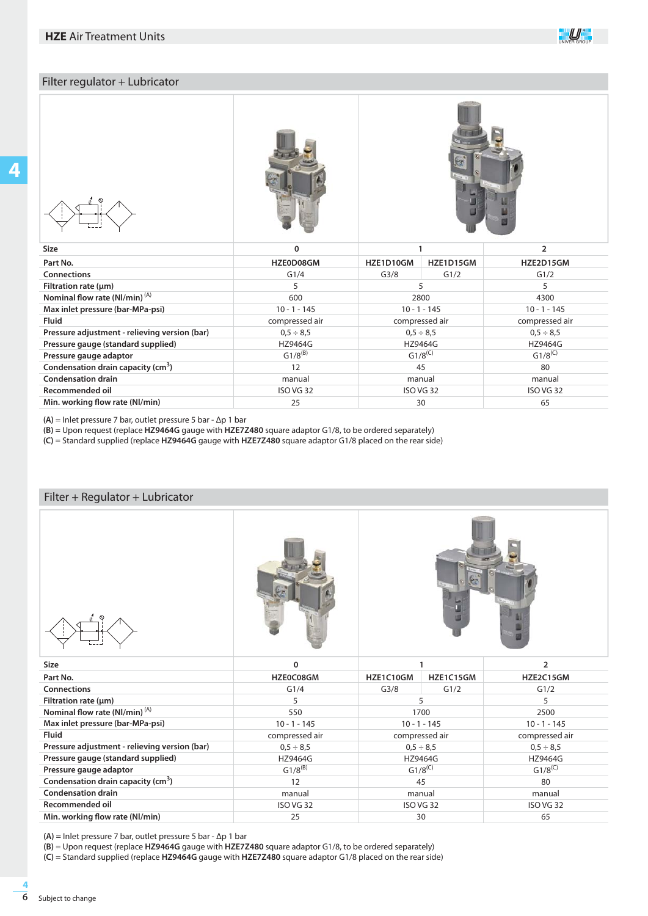## HZE Air Treatment Units

### Filter regulator + Lubricator

| Size | 0 | 1 | | 2 |
|---|---|---|---|---|
| Part No. | HZE0D08GM | HZE1D10GM | HZE1D15GM | HZE2D15GM |
| Connections | G1/4 | G3/8 | G1/2 | G1/2 |
| Filtration rate (μm) | 5 | 5 | | 5 |
| Nominal flow rate (Nl/min) (A) | 600 | 2800 | | 4300 |
| Max inlet pressure (bar-MPa-psi) | 10 - 1 - 145 | 10 - 1 - 145 | | 10 - 1 - 145 |
| Fluid | compressed air | compressed air | | compressed air |
| Pressure adjustment - relieving version (bar) | 0,5 ÷ 8,5 | 0,5 ÷ 8,5 | | 0,5 ÷ 8,5 |
| Pressure gauge (standard supplied) | HZ9464G | HZ9464G | | HZ9464G |
| Pressure gauge adaptor | G1/8 (B) | G1/8 (C) | | G1/8 (C) |
| Condensation drain capacity (cm$^3$) | 12 | 45 | | 80 |
| Condensation drain | manual | manual | | manual |
| Recommended oil | ISO VG 32 | ISO VG 32 | | ISO VG 32 |
| Min. working flow rate (Nl/min) | 25 | 30 | | 65 |

**(A)** = Inlet pressure 7 bar, outlet pressure 5 bar - Δp 1 bar
**(B)** = Upon request (replace **HZ9464G** gauge with **HZE7Z480** square adaptor G1/8, to be ordered separately)
**(C)** = Standard supplied (replace **HZ9464G** gauge with **HZE7Z480** square adaptor G1/8 placed on the rear side)

### Filter + Regulator + Lubricator

| Size | 0 | 1 | | 2 |
|---|---|---|---|---|
| Part No. | HZE0C08GM | HZE1C10GM | HZE1C15GM | HZE2C15GM |
| Connections | G1/4 | G3/8 | G1/2 | G1/2 |
| Filtration rate (μm) | 5 | 5 | | 5 |
| Nominal flow rate (Nl/min) (A) | 550 | 1700 | | 2500 |
| Max inlet pressure (bar-MPa-psi) | 10 - 1 - 145 | 10 - 1 - 145 | | 10 - 1 - 145 |
| Fluid | compressed air | compressed air | | compressed air |
| Pressure adjustment - relieving version (bar) | 0,5 ÷ 8,5 | 0,5 ÷ 8,5 | | 0,5 ÷ 8,5 |
| Pressure gauge (standard supplied) | HZ9464G | HZ9464G | | HZ9464G |
| Pressure gauge adaptor | G1/8 (B) | G1/8 (C) | | G1/8 (C) |
| Condensation drain capacity (cm$^3$) | 12 | 45 | | 80 |
| Condensation drain | manual | manual | | manual |
| Recommended oil | ISO VG 32 | ISO VG 32 | | ISO VG 32 |
| Min. working flow rate (Nl/min) | 25 | 30 | | 65 |

**(A)** = Inlet pressure 7 bar, outlet pressure 5 bar - Δp 1 bar
**(B)** = Upon request (replace **HZ9464G** gauge with **HZE7Z480** square adaptor G1/8, to be ordered separately)
**(C)** = Standard supplied (replace **HZ9464G** gauge with **HZE7Z480** square adaptor G1/8 placed on the rear side)

Subject to change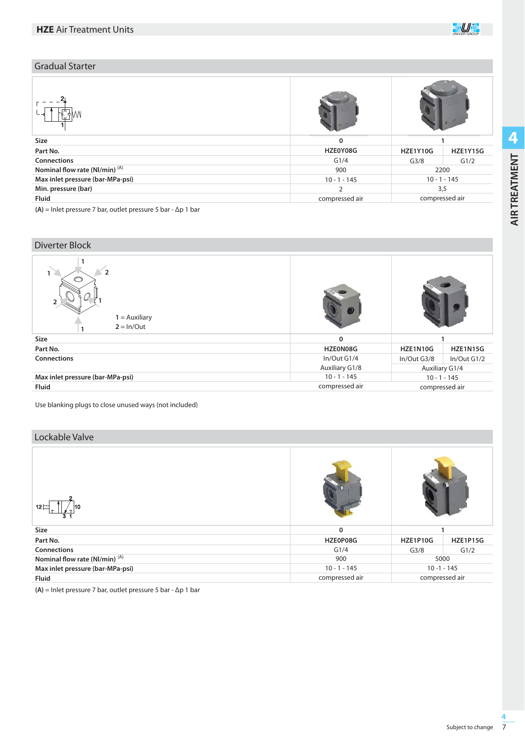## Gradual Starter

| Size | 0 | 1 | |
|---|---|---|---|
| Part No. | HZE0Y08G | HZE1Y10G | HZE1Y15G |
| Connections | G1/4 | G3/8 | G1/2 |
| Nominal flow rate (Nl/min) [(A)] | 900 | 2200 | |
| Max inlet pressure (bar-MPa-psi) | 10 - 1 - 145 | 10 - 1 - 145 | |
| Min. pressure (bar) | 2 | 3,5 | |
| Fluid | compressed air | compressed air | |

**(A)** = Inlet pressure 7 bar, outlet pressure 5 bar - Δp 1 bar

## Diverter Block

1 = Auxiliary
2 = In/Out

| Size | 0 | 1 | |
|---|---|---|---|
| Part No. | HZE0N08G | HZE1N10G | HZE1N15G |
| Connections | In/Out G1/4 | In/Out G3/8 | In/Out G1/2 |
| | Auxiliary G1/8 | Auxiliary G1/4 | |
| Max inlet pressure (bar-MPa-psi) | 10 - 1 - 145 | 10 - 1 - 145 | |
| Fluid | compressed air | compressed air | |

Use blanking plugs to close unused ways (not included)

## Lockable Valve

| Size | 0 | 1 | |
|---|---|---|---|
| Part No. | HZE0P08G | HZE1P10G | HZE1P15G |
| Connections | G1/4 | G3/8 | G1/2 |
| Nominal flow rate (Nl/min) [(A)] | 900 | 5000 | |
| Max inlet pressure (bar-MPa-psi) | 10 - 1 - 145 | 10 -1 - 145 | |
| Fluid | compressed air | compressed air | |

**(A)** = Inlet pressure 7 bar, outlet pressure 5 bar - Δp 1 bar

Subject to change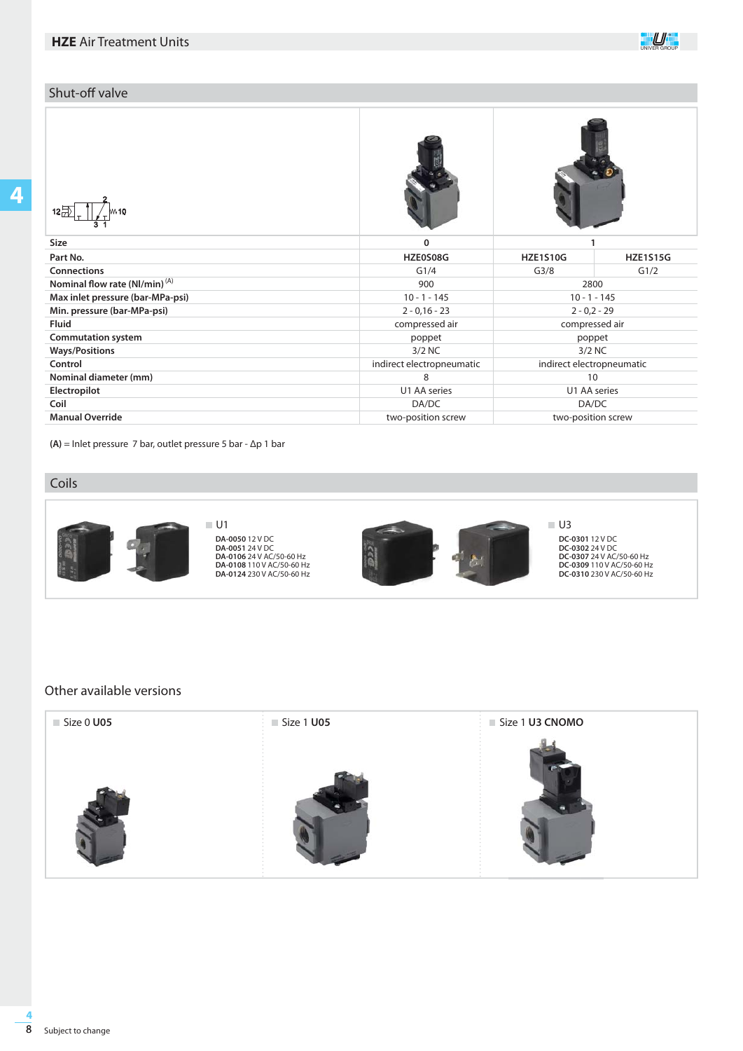## Shut-off valve

| Size | 0 | 1 | |
|---|---|---|---|
| Part No. | HZE0S08G | HZE1S10G | HZE1S15G |
| Connections | G1/4 | G3/8 | G1/2 |
| Nominal flow rate (Nl/min) [(A)] | 900 | 2800 | |
| Max inlet pressure (bar-MPa-psi) | 10 - 1 - 145 | 10 - 1 - 145 | |
| Min. pressure (bar-MPa-psi) | 2 - 0,16 - 23 | 2 - 0,2 - 29 | |
| Fluid | compressed air | compressed air | |
| Commutation system | poppet | poppet | |
| Ways/Positions | 3/2 NC | 3/2 NC | |
| Control | indirect electropneumatic | indirect electropneumatic | |
| Nominal diameter (mm) | 8 | 10 | |
| Electropilot | U1 AA series | U1 AA series | |
| Coil | DA/DC | DA/DC | |
| Manual Override | two-position screw | two-position screw | |

**(A)** = Inlet pressure 7 bar, outlet pressure 5 bar - Δp 1 bar

## Coils

**U1**

**DA-0050** 12 V DC
**DA-0051** 24 V DC
**DA-0106** 24 V AC/50-60 Hz
**DA-0108** 110 V AC/50-60 Hz
**DA-0124** 230 V AC/50-60 Hz

**U3**

**DC-0301** 12 V DC
**DC-0302** 24 V DC
**DC-0307** 24 V AC/50-60 Hz
**DC-0309** 110 V AC/50-60 Hz
**DC-0310** 230 V AC/50-60 Hz

## Other available versions

- Size 0 **U05**
- Size 1 **U05**
- Size 1 **U3 CNOMO**

Subject to change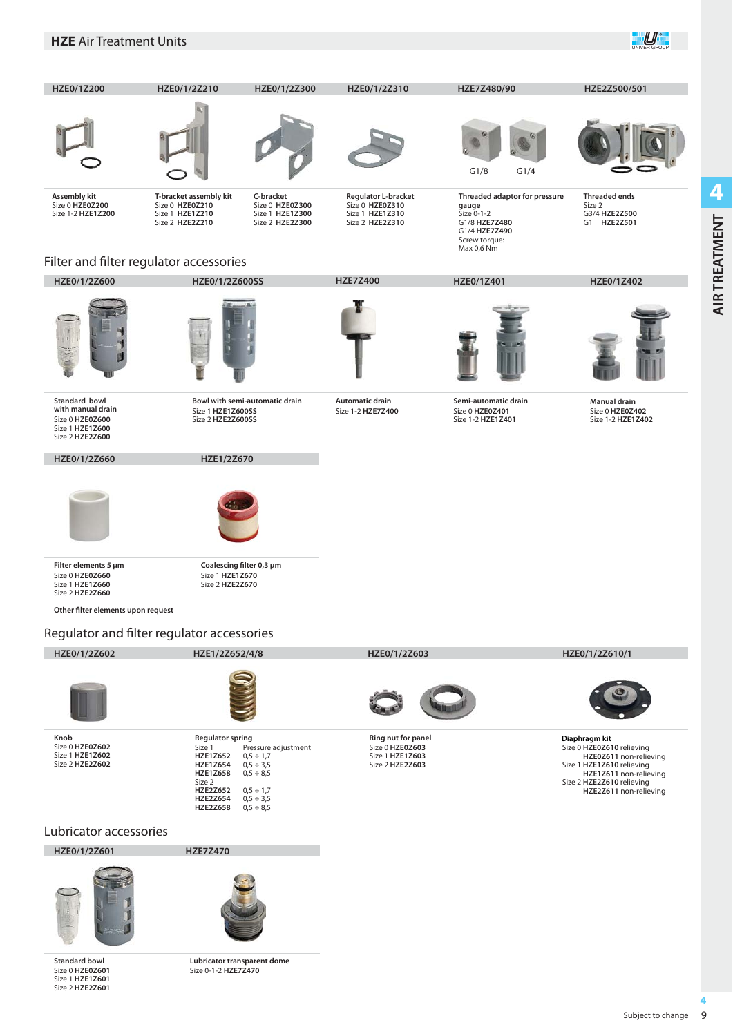## HZE Air Treatment Units

| HZE0/1Z200 | HZE0/1/2Z210 | HZE0/1/2Z300 | HZE0/1/2Z310 | HZE7Z480/90 | HZE2Z500/501 |
|---|---|---|---|---|---|
| Assembly kit<br>Size 0 **HZE0Z200**<br>Size 1-2 **HZE1Z200** | T-bracket assembly kit<br>Size 0 **HZE0Z210**<br>Size 1 **HZE1Z210**<br>Size 2 **HZE2Z210** | C-bracket<br>Size 0 **HZE0Z300**<br>Size 1 **HZE1Z300**<br>Size 2 **HZE2Z300** | Regulator L-bracket<br>Size 0 **HZE0Z310**<br>Size 1 **HZE1Z310**<br>Size 2 **HZE2Z310** | G1/8 G1/4<br>Threaded adaptor for pressure gauge<br>Size 0-1-2<br>G1/8 **HZE7Z480**<br>G1/4 **HZE7Z490**<br>Screw torque:<br>Max 0,6 Nm | Threaded ends<br>Size 2<br>G3/4 **HZE2Z500**<br>G1 **HZE2Z501** |

### Filter and filter regulator accessories

| HZE0/1/2Z600 | HZE0/1/2Z600SS | HZE7Z400 | HZE0/1Z401 | HZE0/1Z402 |
|---|---|---|---|---|
| Standard bowl with manual drain<br>Size 0 **HZE0Z600**<br>Size 1 **HZE1Z600**<br>Size 2 **HZE2Z600** | Bowl with semi-automatic drain<br>Size 1 **HZE1Z600SS**<br>Size 2 **HZE2Z600SS** | Automatic drain<br>Size 1-2 **HZE7Z400** | Semi-automatic drain<br>Size 0 **HZE0Z401**<br>Size 1-2 **HZE1Z401** | Manual drain<br>Size 0 **HZE0Z402**<br>Size 1-2 **HZE1Z402** |

| HZE0/1/2Z660 | HZE1/2Z670 |
|---|---|
| Filter elements 5 µm<br>Size 0 **HZE0Z660**<br>Size 1 **HZE1Z660**<br>Size 2 **HZE2Z660** | Coalescing filter 0,3 µm<br>Size 1 **HZE1Z670**<br>Size 2 **HZE2Z670** |

**Other filter elements upon request**

### Regulator and filter regulator accessories

| HZE0/1/2Z602 | HZE1/2Z652/4/8 | HZE0/1/2Z603 | HZE0/1/2Z610/1 |
|---|---|---|---|
| Knob<br>Size 0 **HZE0Z602**<br>Size 1 **HZE1Z602**<br>Size 2 **HZE2Z602** | Regulator spring<br>Size 1 — Pressure adjustment<br>**HZE1Z652** 0,5 ÷ 1,7<br>**HZE1Z654** 0,5 ÷ 3,5<br>**HZE1Z658** 0,5 ÷ 8,5<br>Size 2<br>**HZE2Z652** 0,5 ÷ 1,7<br>**HZE2Z654** 0,5 ÷ 3,5<br>**HZE2Z658** 0,5 ÷ 8,5 | Ring nut for panel<br>Size 0 **HZE0Z603**<br>Size 1 **HZE1Z603**<br>Size 2 **HZE2Z603** | Diaphragm kit<br>Size 0 **HZE0Z610** relieving<br>**HZE0Z611** non-relieving<br>Size 1 **HZE1Z610** relieving<br>**HZE1Z611** non-relieving<br>Size 2 **HZE2Z610** relieving<br>**HZE2Z611** non-relieving |

### Lubricator accessories

| HZE0/1/2Z601 | HZE7Z470 |
|---|---|
| Standard bowl<br>Size 0 **HZE0Z601**<br>Size 1 **HZE1Z601**<br>Size 2 **HZE2Z601** | Lubricator transparent dome<br>Size 0-1-2 **HZE7Z470** |

Subject to change